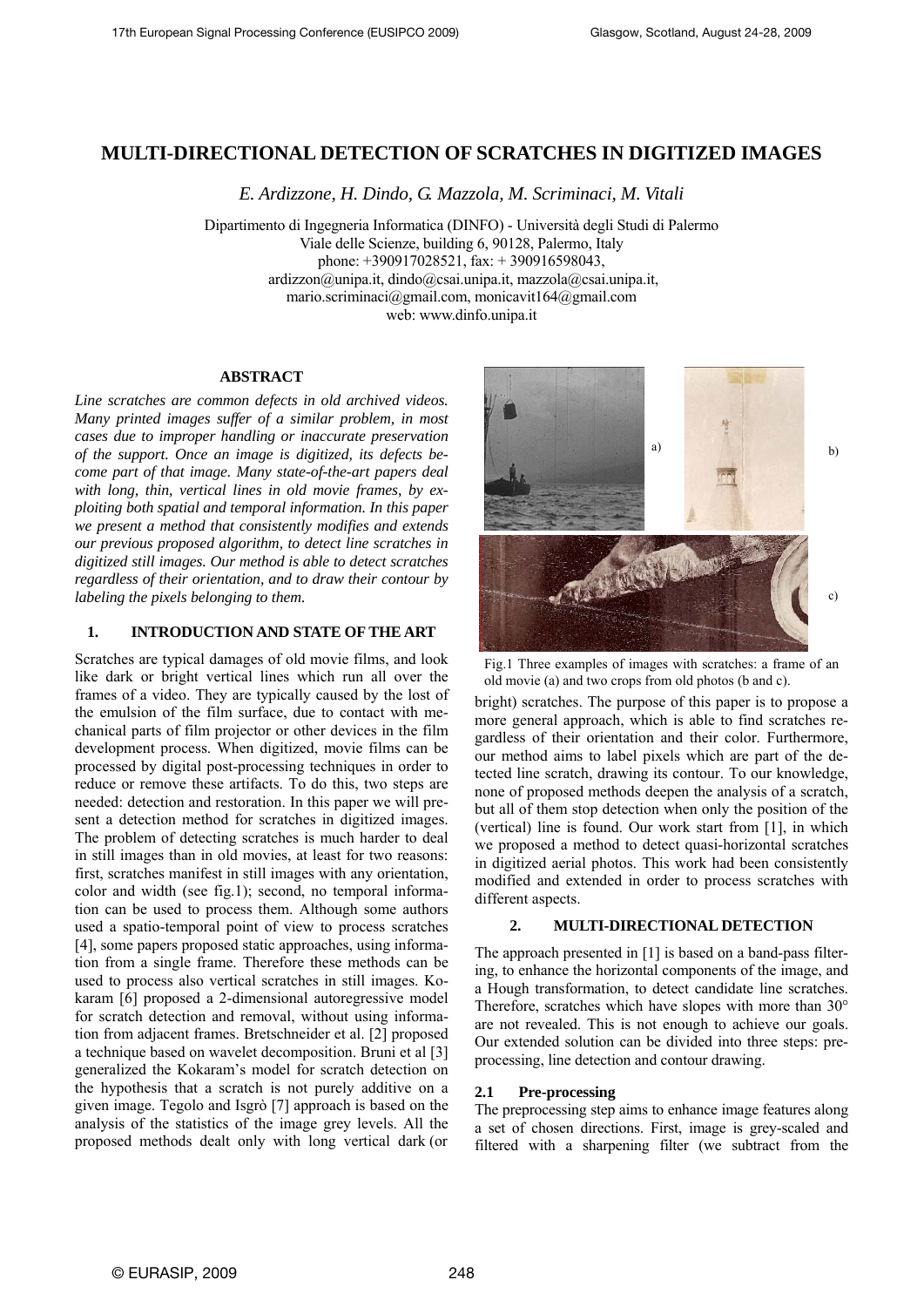# MULTI-DIRECTIONAL DETECTION OF SCRATCHES IN DIGITIZED IMAGES

*E. Ardizzone, H. Dindo, G. Mazzola, M. Scriminaci, M. Vitali*

Dipartimento di Ingegneria Informatica (DINFO) - Università degli Studi di Palermo
Viale delle Scienze, building 6, 90128, Palermo, Italy
phone: +390917028521, fax: + 390916598043,
ardizzon@unipa.it, dindo@csai.unipa.it, mazzola@csai.unipa.it,
mario.scriminaci@gmail.com, monicavit164@gmail.com
web: www.dinfo.unipa.it

## ABSTRACT

*Line scratches are common defects in old archived videos. Many printed images suffer of a similar problem, in most cases due to improper handling or inaccurate preservation of the support. Once an image is digitized, its defects become part of that image. Many state-of-the-art papers deal with long, thin, vertical lines in old movie frames, by exploiting both spatial and temporal information. In this paper we present a method that consistently modifies and extends our previous proposed algorithm, to detect line scratches in digitized still images. Our method is able to detect scratches regardless of their orientation, and to draw their contour by labeling the pixels belonging to them.*

## 1. INTRODUCTION AND STATE OF THE ART

Scratches are typical damages of old movie films, and look like dark or bright vertical lines which run all over the frames of a video. They are typically caused by the lost of the emulsion of the film surface, due to contact with mechanical parts of film projector or other devices in the film development process. When digitized, movie films can be processed by digital post-processing techniques in order to reduce or remove these artifacts. To do this, two steps are needed: detection and restoration. In this paper we will present a detection method for scratches in digitized images. The problem of detecting scratches is much harder to deal in still images than in old movies, at least for two reasons: first, scratches manifest in still images with any orientation, color and width (see fig.1); second, no temporal information can be used to process them. Although some authors used a spatio-temporal point of view to process scratches [4], some papers proposed static approaches, using information from a single frame. Therefore these methods can be used to process also vertical scratches in still images. Kokaram [6] proposed a 2-dimensional autoregressive model for scratch detection and removal, without using information from adjacent frames. Bretschneider et al. [2] proposed a technique based on wavelet decomposition. Bruni et al [3] generalized the Kokaram's model for scratch detection on the hypothesis that a scratch is not purely additive on a given image. Tegolo and Isgrò [7] approach is based on the analysis of the statistics of the image grey levels. All the proposed methods dealt only with long vertical dark (or bright) scratches. The purpose of this paper is to propose a more general approach, which is able to find scratches regardless of their orientation and their color. Furthermore, our method aims to label pixels which are part of the detected line scratch, drawing its contour. To our knowledge, none of proposed methods deepen the analysis of a scratch, but all of them stop detection when only the position of the (vertical) line is found. Our work start from [1], in which we proposed a method to detect quasi-horizontal scratches in digitized aerial photos. This work had been consistently modified and extended in order to process scratches with different aspects.

Fig.1 Three examples of images with scratches: a frame of an old movie (a) and two crops from old photos (b and c).

## 2. MULTI-DIRECTIONAL DETECTION

The approach presented in [1] is based on a band-pass filtering, to enhance the horizontal components of the image, and a Hough transformation, to detect candidate line scratches. Therefore, scratches which have slopes with more than 30° are not revealed. This is not enough to achieve our goals. Our extended solution can be divided into three steps: preprocessing, line detection and contour drawing.

### 2.1 Pre-processing

The preprocessing step aims to enhance image features along a set of chosen directions. First, image is grey-scaled and filtered with a sharpening filter (we subtract from the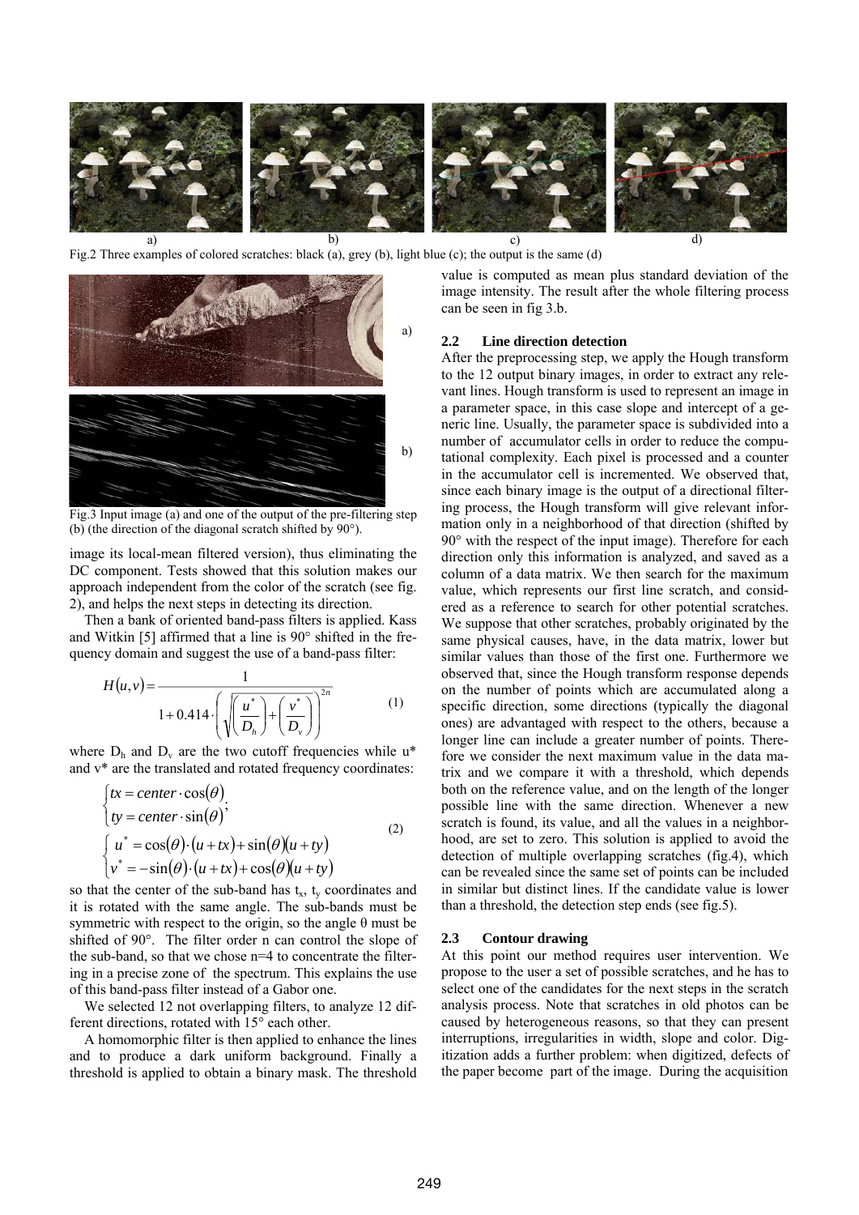a) b) c) d)

Fig.2 Three examples of colored scratches: black (a), grey (b), light blue (c); the output is the same (d)

a)

b)

Fig.3 Input image (a) and one of the output of the pre-filtering step (b) (the direction of the diagonal scratch shifted by 90°).

image its local-mean filtered version), thus eliminating the DC component. Tests showed that this solution makes our approach independent from the color of the scratch (see fig. 2), and helps the next steps in detecting its direction.

Then a bank of oriented band-pass filters is applied. Kass and Witkin [5] affirmed that a line is 90° shifted in the frequency domain and suggest the use of a band-pass filter:

$$H(u,v) = \frac{1}{1 + 0.414 \cdot \left( \sqrt{\left(\frac{u^*}{D_h}\right) + \left(\frac{v^*}{D_v}\right)} \right)^{2n}} \tag{1}$$

where $D_h$ and $D_v$ are the two cutoff frequencies while u* and v* are the translated and rotated frequency coordinates:

$$\begin{cases} tx = center \cdot \cos(\theta) \\ ty = center \cdot \sin(\theta) \end{cases};$$
$$\begin{cases} u^* = \cos(\theta) \cdot (u + tx) + \sin(\theta)(u + ty) \\ v^* = -\sin(\theta) \cdot (u + tx) + \cos(\theta)(u + ty) \end{cases} \tag{2}$$

so that the center of the sub-band has $t_x$, $t_y$ coordinates and it is rotated with the same angle. The sub-bands must be symmetric with respect to the origin, so the angle θ must be shifted of 90°. The filter order n can control the slope of the sub-band, so that we chose n=4 to concentrate the filtering in a precise zone of the spectrum. This explains the use of this band-pass filter instead of a Gabor one.

We selected 12 not overlapping filters, to analyze 12 different directions, rotated with 15° each other.

A homomorphic filter is then applied to enhance the lines and to produce a dark uniform background. Finally a threshold is applied to obtain a binary mask. The threshold value is computed as mean plus standard deviation of the image intensity. The result after the whole filtering process can be seen in fig 3.b.

### 2.2 Line direction detection

After the preprocessing step, we apply the Hough transform to the 12 output binary images, in order to extract any relevant lines. Hough transform is used to represent an image in a parameter space, in this case slope and intercept of a generic line. Usually, the parameter space is subdivided into a number of accumulator cells in order to reduce the computational complexity. Each pixel is processed and a counter in the accumulator cell is incremented. We observed that, since each binary image is the output of a directional filtering process, the Hough transform will give relevant information only in a neighborhood of that direction (shifted by 90° with the respect of the input image). Therefore for each direction only this information is analyzed, and saved as a column of a data matrix. We then search for the maximum value, which represents our first line scratch, and considered as a reference to search for other potential scratches. We suppose that other scratches, probably originated by the same physical causes, have, in the data matrix, lower but similar values than those of the first one. Furthermore we observed that, since the Hough transform response depends on the number of points which are accumulated along a specific direction, some directions (typically the diagonal ones) are advantaged with respect to the others, because a longer line can include a greater number of points. Therefore we consider the next maximum value in the data matrix and we compare it with a threshold, which depends both on the reference value, and on the length of the longer possible line with the same direction. Whenever a new scratch is found, its value, and all the values in a neighborhood, are set to zero. This solution is applied to avoid the detection of multiple overlapping scratches (fig.4), which can be revealed since the same set of points can be included in similar but distinct lines. If the candidate value is lower than a threshold, the detection step ends (see fig.5).

### 2.3 Contour drawing

At this point our method requires user intervention. We propose to the user a set of possible scratches, and he has to select one of the candidates for the next steps in the scratch analysis process. Note that scratches in old photos can be caused by heterogeneous reasons, so that they can present interruptions, irregularities in width, slope and color. Digitization adds a further problem: when digitized, defects of the paper become part of the image. During the acquisition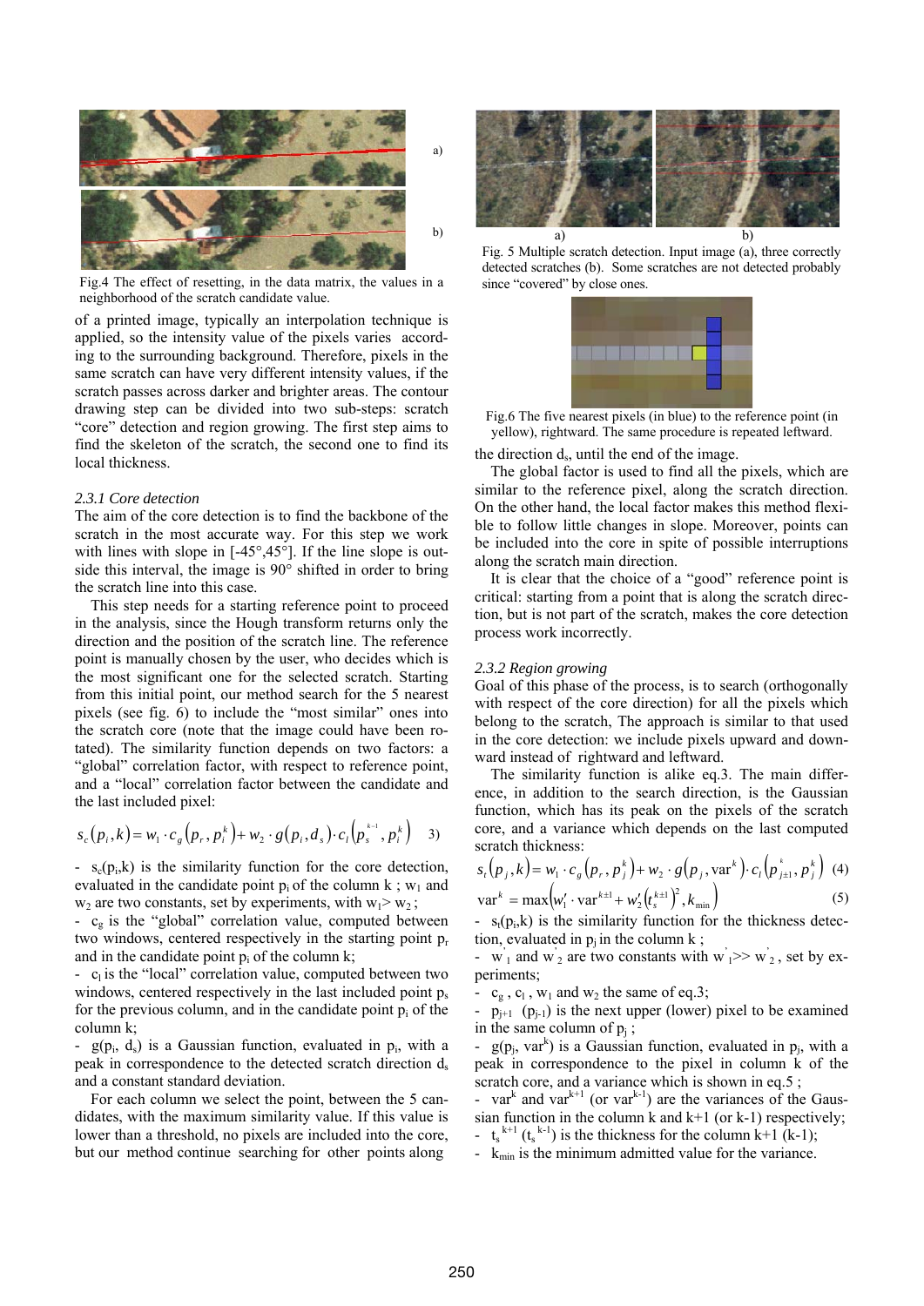Fig.4 The effect of resetting, in the data matrix, the values in a neighborhood of the scratch candidate value.

of a printed image, typically an interpolation technique is applied, so the intensity value of the pixels varies according to the surrounding background. Therefore, pixels in the same scratch can have very different intensity values, if the scratch passes across darker and brighter areas. The contour drawing step can be divided into two sub-steps: scratch "core" detection and region growing. The first step aims to find the skeleton of the scratch, the second one to find its local thickness.

*2.3.1 Core detection*

The aim of the core detection is to find the backbone of the scratch in the most accurate way. For this step we work with lines with slope in [-45°,45°]. If the line slope is outside this interval, the image is 90° shifted in order to bring the scratch line into this case.

This step needs for a starting reference point to proceed in the analysis, since the Hough transform returns only the direction and the position of the scratch line. The reference point is manually chosen by the user, who decides which is the most significant one for the selected scratch. Starting from this initial point, our method search for the 5 nearest pixels (see fig. 6) to include the "most similar" ones into the scratch core (note that the image could have been rotated). The similarity function depends on two factors: a "global" correlation factor, with respect to reference point, and a "local" correlation factor between the candidate and the last included pixel:

$$s_c(p_i,k) = w_1 \cdot c_g\left(p_r, p_i^k\right) + w_2 \cdot g\left(p_i, d_s\right) \cdot c_l\left(p_s^{k-1}, p_i^k\right) \quad 3)$$

- $s_c(p_i,k)$ is the similarity function for the core detection, evaluated in the candidate point $p_i$ of the column k ; $w_1$ and $w_2$ are two constants, set by experiments, with $w_1 > w_2$ ;
- $c_g$ is the "global" correlation value, computed between two windows, centered respectively in the starting point $p_r$ and in the candidate point $p_i$ of the column k;
- $c_l$ is the "local" correlation value, computed between two windows, centered respectively in the last included point $p_s$ for the previous column, and in the candidate point $p_i$ of the column k;
- $g(p_i, d_s)$ is a Gaussian function, evaluated in $p_i$, with a peak in correspondence to the detected scratch direction $d_s$ and a constant standard deviation.

For each column we select the point, between the 5 candidates, with the maximum similarity value. If this value is lower than a threshold, no pixels are included into the core, but our method continue searching for other points along the direction $d_s$, until the end of the image.

Fig. 5 Multiple scratch detection. Input image (a), three correctly detected scratches (b). Some scratches are not detected probably since "covered" by close ones.

Fig.6 The five nearest pixels (in blue) to the reference point (in yellow), rightward. The same procedure is repeated leftward.

The global factor is used to find all the pixels, which are similar to the reference pixel, along the scratch direction. On the other hand, the local factor makes this method flexible to follow little changes in slope. Moreover, points can be included into the core in spite of possible interruptions along the scratch main direction.

It is clear that the choice of a "good" reference point is critical: starting from a point that is along the scratch direction, but is not part of the scratch, makes the core detection process work incorrectly.

*2.3.2 Region growing*

Goal of this phase of the process, is to search (orthogonally with respect of the core direction) for all the pixels which belong to the scratch, The approach is similar to that used in the core detection: we include pixels upward and downward instead of rightward and leftward.

The similarity function is alike eq.3. The main difference, in addition to the search direction, is the Gaussian function, which has its peak on the pixels of the scratch core, and a variance which depends on the last computed scratch thickness:

$$s_t(p_j,k) = w_1 \cdot c_g\left(p_r, p_j^k\right) + w_2 \cdot g\left(p_j, \mathrm{var}^k\right) \cdot c_l\left(p_{j\pm1}^k, p_j^k\right) \quad (4)$$

$$\mathrm{var}^k = \max\left(w_1' \cdot \mathrm{var}^{k\pm1} + w_2'\left(t_s^{k\pm1}\right)^2, k_{\min}\right) \quad (5)$$

- $s_t(p_j,k)$ is the similarity function for the thickness detection, evaluated in $p_j$ in the column k ;
- $w'_1$ and $w'_2$ are two constants with $w'_1 >> w'_2$, set by experiments;
- $c_g$ , $c_l$ , $w_1$ and $w_2$ the same of eq.3;
- $p_{j+1}$ ($p_{j-1}$) is the next upper (lower) pixel to be examined in the same column of $p_j$ ;
- $g(p_j, \mathrm{var}^k)$ is a Gaussian function, evaluated in $p_j$, with a peak in correspondence to the pixel in column k of the scratch core, and a variance which is shown in eq.5 ;
- $\mathrm{var}^k$ and $\mathrm{var}^{k+1}$ (or $\mathrm{var}^{k-1}$) are the variances of the Gaussian function in the column k and k+1 (or k-1) respectively;
- $t_s^{k+1}$ ($t_s^{k-1}$) is the thickness for the column k+1 (k-1);
- $k_{\min}$ is the minimum admitted value for the variance.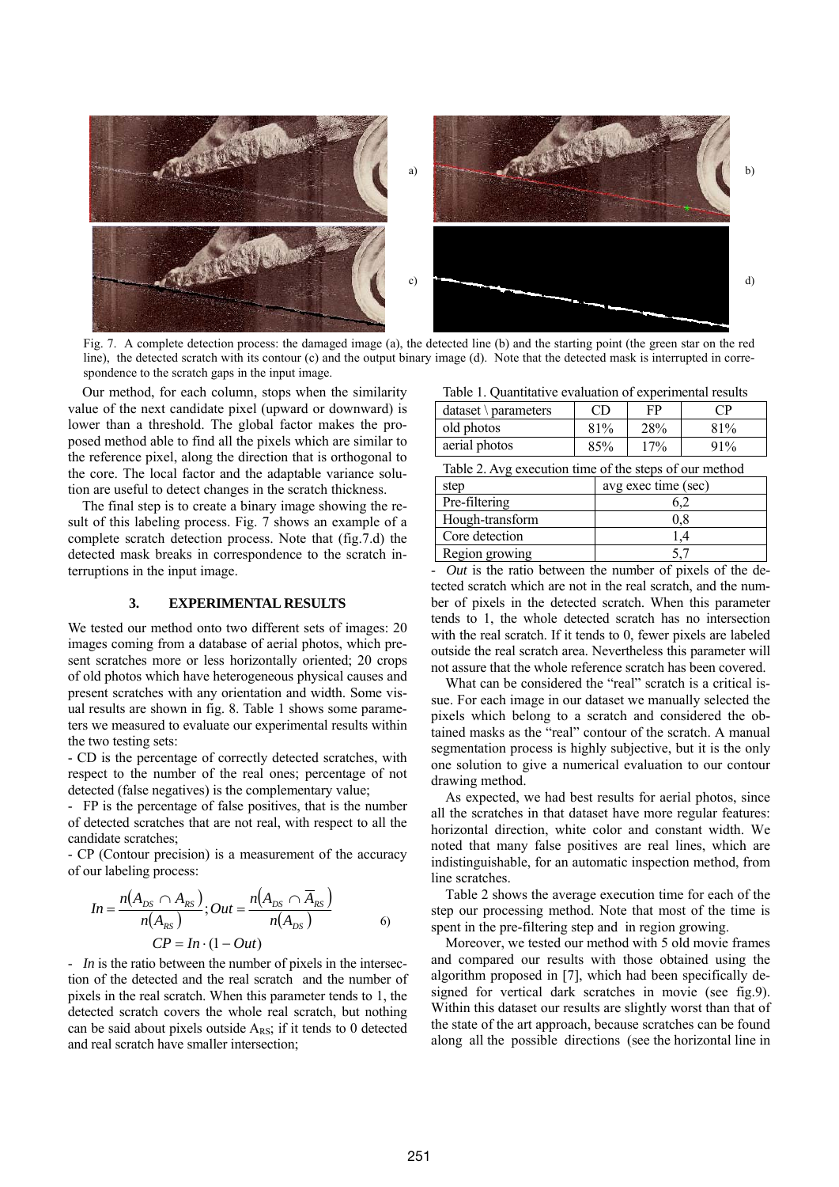Fig. 7. A complete detection process: the damaged image (a), the detected line (b) and the starting point (the green star on the red line), the detected scratch with its contour (c) and the output binary image (d). Note that the detected mask is interrupted in correspondence to the scratch gaps in the input image.

Our method, for each column, stops when the similarity value of the next candidate pixel (upward or downward) is lower than a threshold. The global factor makes the proposed method able to find all the pixels which are similar to the reference pixel, along the direction that is orthogonal to the core. The local factor and the adaptable variance solution are useful to detect changes in the scratch thickness.

The final step is to create a binary image showing the result of this labeling process. Fig. 7 shows an example of a complete scratch detection process. Note that (fig.7.d) the detected mask breaks in correspondence to the scratch interruptions in the input image.

### 3. EXPERIMENTAL RESULTS

We tested our method onto two different sets of images: 20 images coming from a database of aerial photos, which present scratches more or less horizontally oriented; 20 crops of old photos which have heterogeneous physical causes and present scratches with any orientation and width. Some visual results are shown in fig. 8. Table 1 shows some parameters we measured to evaluate our experimental results within the two testing sets:

- CD is the percentage of correctly detected scratches, with respect to the number of the real ones; percentage of not detected (false negatives) is the complementary value;
- FP is the percentage of false positives, that is the number of detected scratches that are not real, with respect to all the candidate scratches;
- CP (Contour precision) is a measurement of the accuracy of our labeling process:

$$In = \frac{n(A_{DS} \cap A_{RS})}{n(A_{RS})}; Out = \frac{n(A_{DS} \cap \overline{A}_{RS})}{n(A_{DS})} \qquad 6)$$

$$CP = In \cdot (1 - Out)$$

- *In* is the ratio between the number of pixels in the intersection of the detected and the real scratch and the number of pixels in the real scratch. When this parameter tends to 1, the detected scratch covers the whole real scratch, but nothing can be said about pixels outside $A_{RS}$; if it tends to 0 detected and real scratch have smaller intersection;

Table 1. Quantitative evaluation of experimental results

| dataset \ parameters | CD | FP | CP |
|---|---|---|---|
| old photos | 81% | 28% | 81% |
| aerial photos | 85% | 17% | 91% |

Table 2. Avg execution time of the steps of our method

| step | avg exec time (sec) |
|---|---|
| Pre-filtering | 6,2 |
| Hough-transform | 0,8 |
| Core detection | 1,4 |
| Region growing | 5,7 |

- *Out* is the ratio between the number of pixels of the detected scratch which are not in the real scratch, and the number of pixels in the detected scratch. When this parameter tends to 1, the whole detected scratch has no intersection with the real scratch. If it tends to 0, fewer pixels are labeled outside the real scratch area. Nevertheless this parameter will not assure that the whole reference scratch has been covered.

What can be considered the "real" scratch is a critical issue. For each image in our dataset we manually selected the pixels which belong to a scratch and considered the obtained masks as the "real" contour of the scratch. A manual segmentation process is highly subjective, but it is the only one solution to give a numerical evaluation to our contour drawing method.

As expected, we had best results for aerial photos, since all the scratches in that dataset have more regular features: horizontal direction, white color and constant width. We noted that many false positives are real lines, which are indistinguishable, for an automatic inspection method, from line scratches.

Table 2 shows the average execution time for each of the step our processing method. Note that most of the time is spent in the pre-filtering step and in region growing.

Moreover, we tested our method with 5 old movie frames and compared our results with those obtained using the algorithm proposed in [7], which had been specifically designed for vertical dark scratches in movie (see fig.9). Within this dataset our results are slightly worst than that of the state of the art approach, because scratches can be found along all the possible directions (see the horizontal line in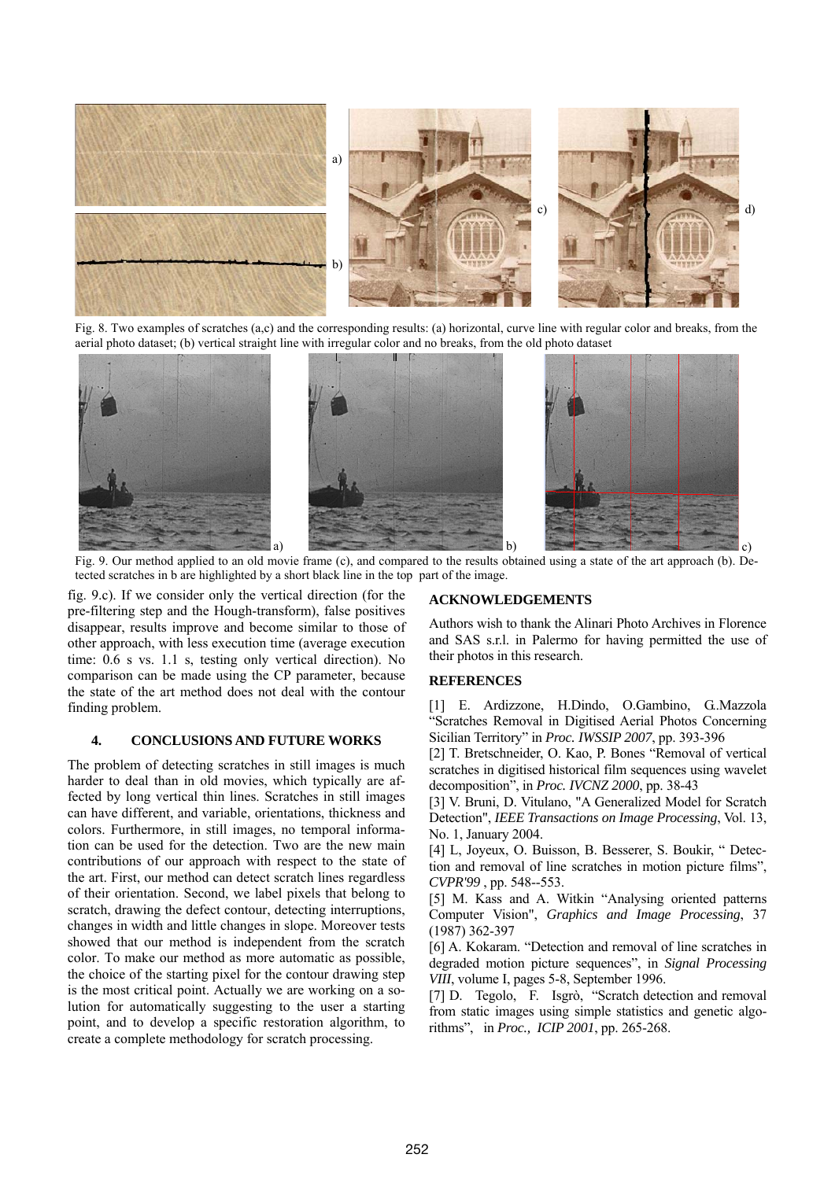Fig. 8. Two examples of scratches (a,c) and the corresponding results: (a) horizontal, curve line with regular color and breaks, from the aerial photo dataset; (b) vertical straight line with irregular color and no breaks, from the old photo dataset

Fig. 9. Our method applied to an old movie frame (c), and compared to the results obtained using a state of the art approach (b). Detected scratches in b are highlighted by a short black line in the top part of the image.

fig. 9.c). If we consider only the vertical direction (for the pre-filtering step and the Hough-transform), false positives disappear, results improve and become similar to those of other approach, with less execution time (average execution time: 0.6 s vs. 1.1 s, testing only vertical direction). No comparison can be made using the CP parameter, because the state of the art method does not deal with the contour finding problem.

## 4. CONCLUSIONS AND FUTURE WORKS

The problem of detecting scratches in still images is much harder to deal than in old movies, which typically are affected by long vertical thin lines. Scratches in still images can have different, and variable, orientations, thickness and colors. Furthermore, in still images, no temporal information can be used for the detection. Two are the new main contributions of our approach with respect to the state of the art. First, our method can detect scratch lines regardless of their orientation. Second, we label pixels that belong to scratch, drawing the defect contour, detecting interruptions, changes in width and little changes in slope. Moreover tests showed that our method is independent from the scratch color. To make our method as more automatic as possible, the choice of the starting pixel for the contour drawing step is the most critical point. Actually we are working on a solution for automatically suggesting to the user a starting point, and to develop a specific restoration algorithm, to create a complete methodology for scratch processing.

## ACKNOWLEDGEMENTS

Authors wish to thank the Alinari Photo Archives in Florence and SAS s.r.l. in Palermo for having permitted the use of their photos in this research.

## REFERENCES

[1] E. Ardizzone, H.Dindo, O.Gambino, G.Mazzola "Scratches Removal in Digitised Aerial Photos Concerning Sicilian Territory" in *Proc. IWSSIP 2007*, pp. 393-396

[2] T. Bretschneider, O. Kao, P. Bones "Removal of vertical scratches in digitised historical film sequences using wavelet decomposition", in *Proc. IVCNZ 2000*, pp. 38-43

[3] V. Bruni, D. Vitulano, "A Generalized Model for Scratch Detection", *IEEE Transactions on Image Processing*, Vol. 13, No. 1, January 2004.

[4] L, Joyeux, O. Buisson, B. Besserer, S. Boukir, " Detection and removal of line scratches in motion picture films", *CVPR'99* , pp. 548-553.

[5] M. Kass and A. Witkin "Analysing oriented patterns Computer Vision", *Graphics and Image Processing*, 37 (1987) 362-397

[6] A. Kokaram. "Detection and removal of line scratches in degraded motion picture sequences", in *Signal Processing VIII*, volume I, pages 5-8, September 1996.

[7] D. Tegolo, F. Isgrò, "Scratch detection and removal from static images using simple statistics and genetic algorithms", in *Proc., ICIP 2001*, pp. 265-268.